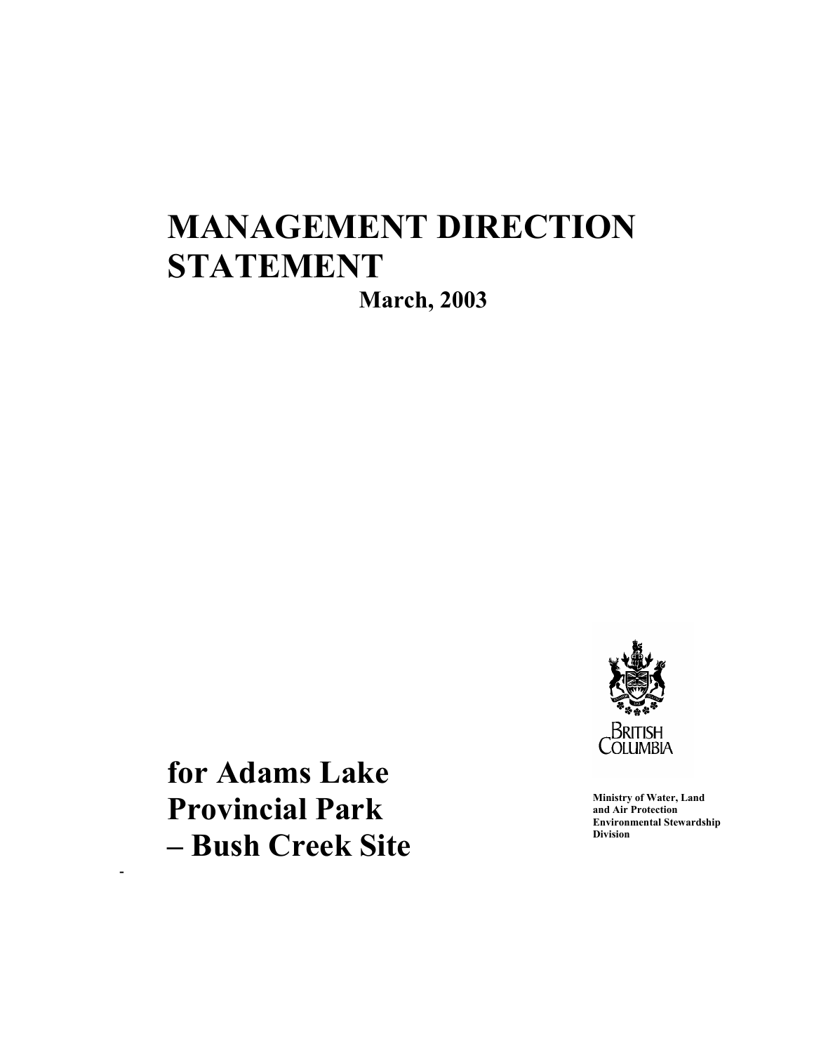# MANAGEMENT DIRECTION STATEMENT

**March, 2003**

# for Adams Lake Provincial Park – Bush Creek Site

BRITISH COLUMBIA

**Ministry of Water, Land and Air Protection**
**Environmental Stewardship Division**

-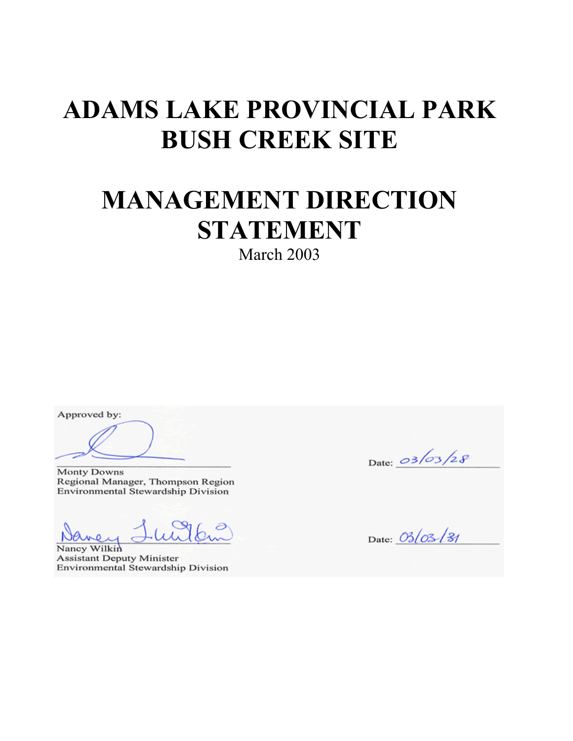# ADAMS LAKE PROVINCIAL PARK BUSH CREEK SITE

# MANAGEMENT DIRECTION STATEMENT

March 2003

Approved by:

Monty Downs
Regional Manager, Thompson Region
Environmental Stewardship Division

Date: 03/03/28

Nancy Wilkin
Assistant Deputy Minister
Environmental Stewardship Division

Date: 03/03/31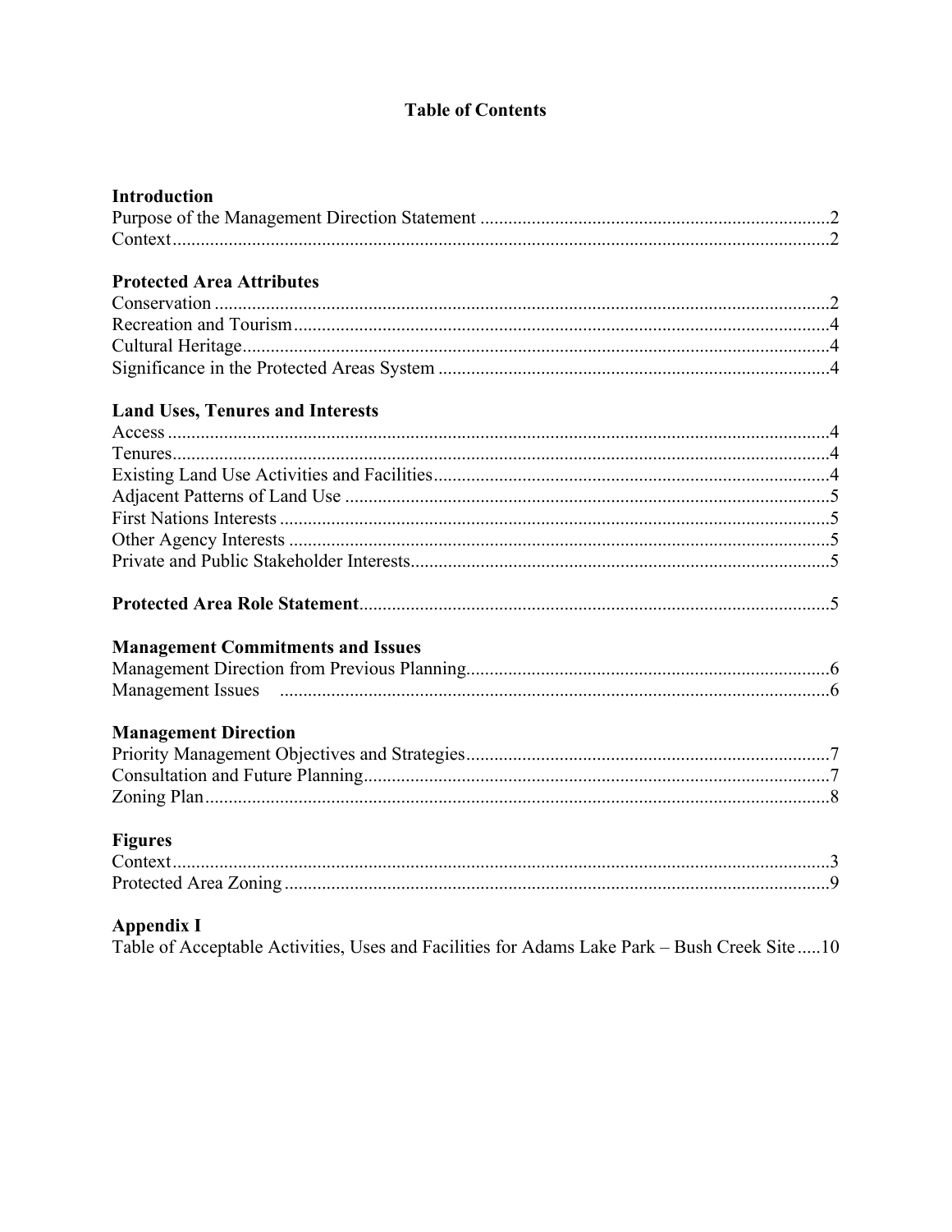# Table of Contents

**Introduction**

Purpose of the Management Direction Statement ..........2
Context ..........2

**Protected Area Attributes**

Conservation ..........2
Recreation and Tourism ..........4
Cultural Heritage ..........4
Significance in the Protected Areas System ..........4

**Land Uses, Tenures and Interests**

Access ..........4
Tenures ..........4
Existing Land Use Activities and Facilities ..........4
Adjacent Patterns of Land Use ..........5
First Nations Interests ..........5
Other Agency Interests ..........5
Private and Public Stakeholder Interests ..........5

**Protected Area Role Statement** ..........5

**Management Commitments and Issues**

Management Direction from Previous Planning ..........6
Management Issues ..........6

**Management Direction**

Priority Management Objectives and Strategies ..........7
Consultation and Future Planning ..........7
Zoning Plan ..........8

**Figures**

Context ..........3
Protected Area Zoning ..........9

**Appendix I**

Table of Acceptable Activities, Uses and Facilities for Adams Lake Park – Bush Creek Site ..........10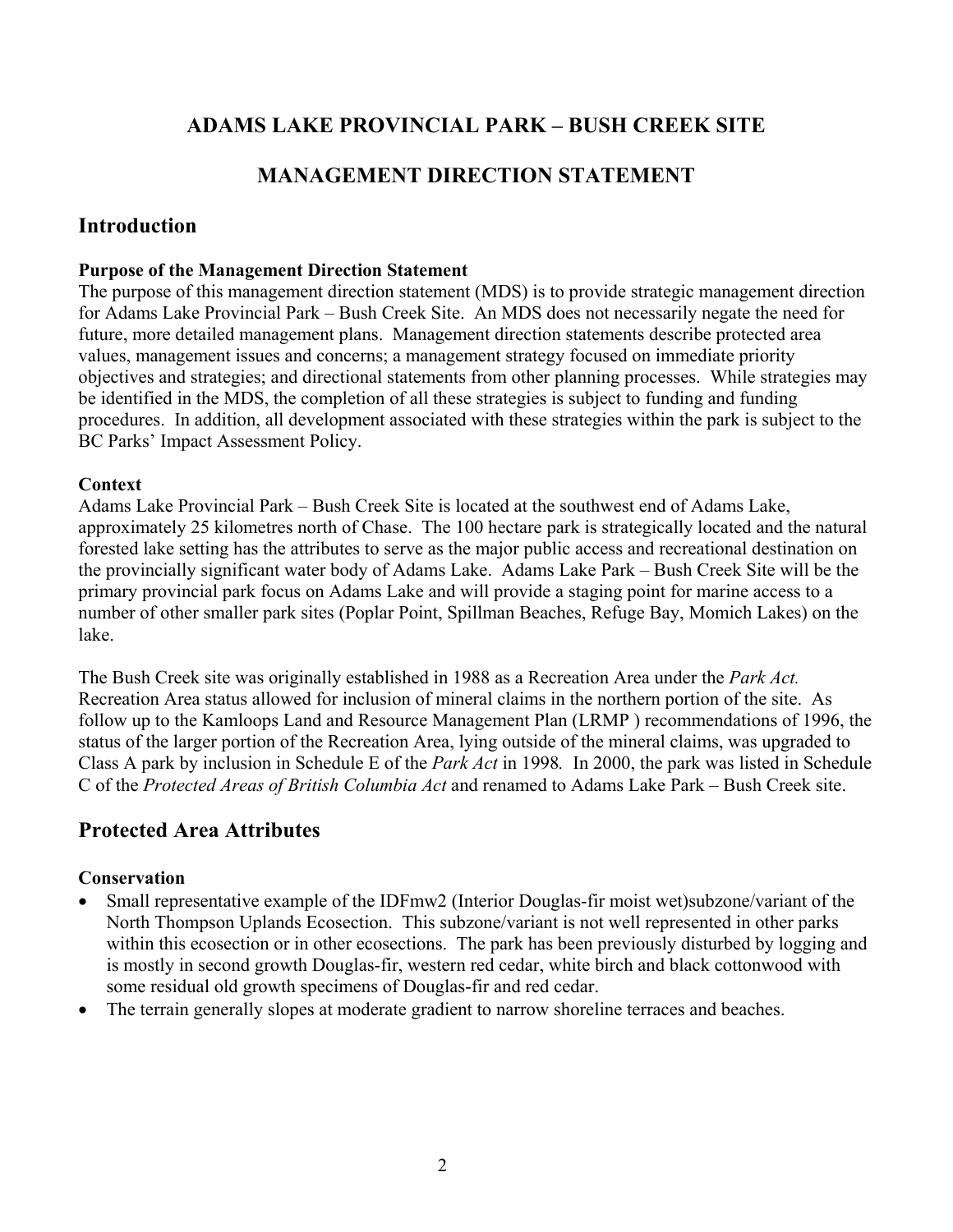# ADAMS LAKE PROVINCIAL PARK – BUSH CREEK SITE

# MANAGEMENT DIRECTION STATEMENT

## Introduction

**Purpose of the Management Direction Statement**

The purpose of this management direction statement (MDS) is to provide strategic management direction for Adams Lake Provincial Park – Bush Creek Site. An MDS does not necessarily negate the need for future, more detailed management plans. Management direction statements describe protected area values, management issues and concerns; a management strategy focused on immediate priority objectives and strategies; and directional statements from other planning processes. While strategies may be identified in the MDS, the completion of all these strategies is subject to funding and funding procedures. In addition, all development associated with these strategies within the park is subject to the BC Parks' Impact Assessment Policy.

**Context**

Adams Lake Provincial Park – Bush Creek Site is located at the southwest end of Adams Lake, approximately 25 kilometres north of Chase. The 100 hectare park is strategically located and the natural forested lake setting has the attributes to serve as the major public access and recreational destination on the provincially significant water body of Adams Lake. Adams Lake Park – Bush Creek Site will be the primary provincial park focus on Adams Lake and will provide a staging point for marine access to a number of other smaller park sites (Poplar Point, Spillman Beaches, Refuge Bay, Momich Lakes) on the lake.

The Bush Creek site was originally established in 1988 as a Recreation Area under the *Park Act.* Recreation Area status allowed for inclusion of mineral claims in the northern portion of the site. As follow up to the Kamloops Land and Resource Management Plan (LRMP ) recommendations of 1996, the status of the larger portion of the Recreation Area, lying outside of the mineral claims, was upgraded to Class A park by inclusion in Schedule E of the *Park Act* in 1998*.* In 2000, the park was listed in Schedule C of the *Protected Areas of British Columbia Act* and renamed to Adams Lake Park – Bush Creek site.

## Protected Area Attributes

**Conservation**

- Small representative example of the IDFmw2 (Interior Douglas-fir moist wet)subzone/variant of the North Thompson Uplands Ecosection. This subzone/variant is not well represented in other parks within this ecosection or in other ecosections. The park has been previously disturbed by logging and is mostly in second growth Douglas-fir, western red cedar, white birch and black cottonwood with some residual old growth specimens of Douglas-fir and red cedar.
- The terrain generally slopes at moderate gradient to narrow shoreline terraces and beaches.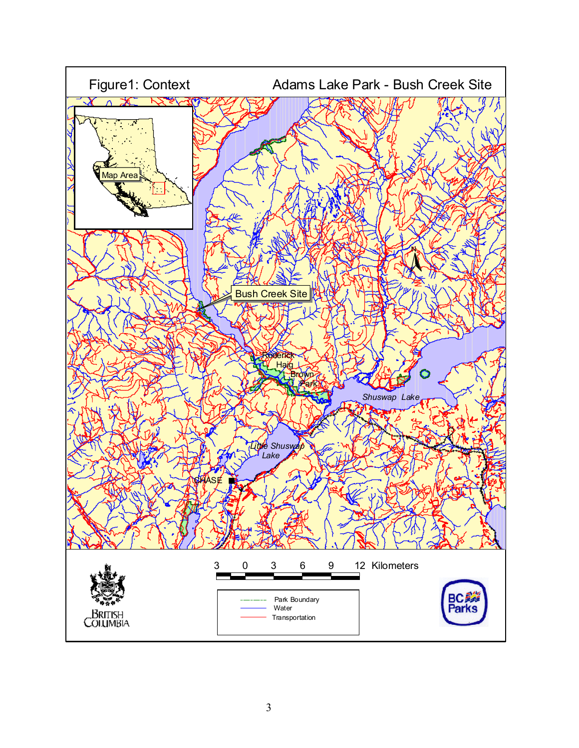Figure1: Context

Adams Lake Park - Bush Creek Site

Map Area

Bush Creek Site

Roderick Haig Brown Park

Shuswap Lake

Little Shuswap Lake

CHASE

3 0 3 6 9 12 Kilometers

Park Boundary

Water

Transportation

British Columbia

BC Parks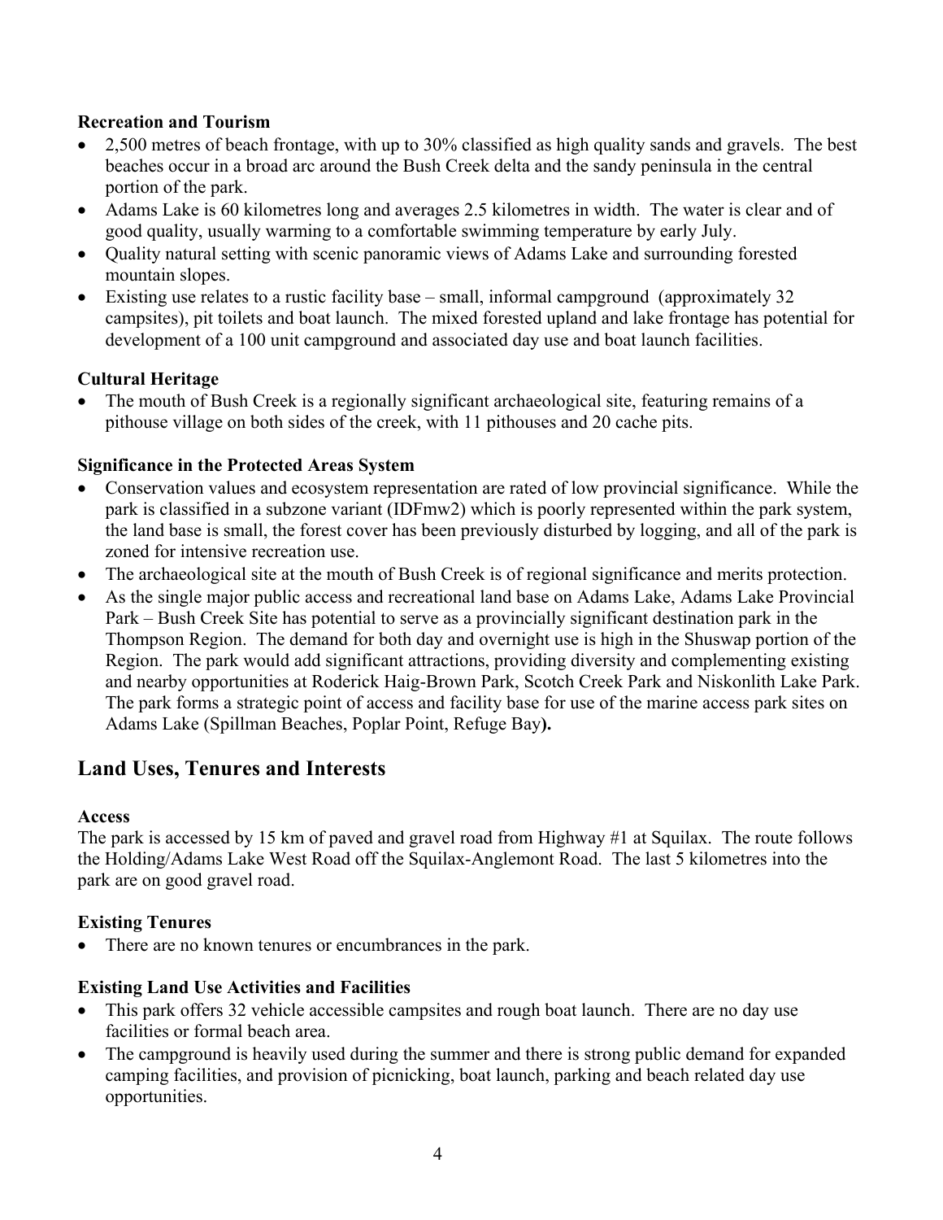**Recreation and Tourism**

- 2,500 metres of beach frontage, with up to 30% classified as high quality sands and gravels. The best beaches occur in a broad arc around the Bush Creek delta and the sandy peninsula in the central portion of the park.
- Adams Lake is 60 kilometres long and averages 2.5 kilometres in width. The water is clear and of good quality, usually warming to a comfortable swimming temperature by early July.
- Quality natural setting with scenic panoramic views of Adams Lake and surrounding forested mountain slopes.
- Existing use relates to a rustic facility base – small, informal campground (approximately 32 campsites), pit toilets and boat launch. The mixed forested upland and lake frontage has potential for development of a 100 unit campground and associated day use and boat launch facilities.

**Cultural Heritage**

- The mouth of Bush Creek is a regionally significant archaeological site, featuring remains of a pithouse village on both sides of the creek, with 11 pithouses and 20 cache pits.

**Significance in the Protected Areas System**

- Conservation values and ecosystem representation are rated of low provincial significance. While the park is classified in a subzone variant (IDFmw2) which is poorly represented within the park system, the land base is small, the forest cover has been previously disturbed by logging, and all of the park is zoned for intensive recreation use.
- The archaeological site at the mouth of Bush Creek is of regional significance and merits protection.
- As the single major public access and recreational land base on Adams Lake, Adams Lake Provincial Park – Bush Creek Site has potential to serve as a provincially significant destination park in the Thompson Region. The demand for both day and overnight use is high in the Shuswap portion of the Region. The park would add significant attractions, providing diversity and complementing existing and nearby opportunities at Roderick Haig-Brown Park, Scotch Creek Park and Niskonlith Lake Park. The park forms a strategic point of access and facility base for use of the marine access park sites on Adams Lake (Spillman Beaches, Poplar Point, Refuge Bay**).**

## Land Uses, Tenures and Interests

**Access**

The park is accessed by 15 km of paved and gravel road from Highway #1 at Squilax. The route follows the Holding/Adams Lake West Road off the Squilax-Anglemont Road. The last 5 kilometres into the park are on good gravel road.

**Existing Tenures**

- There are no known tenures or encumbrances in the park.

**Existing Land Use Activities and Facilities**

- This park offers 32 vehicle accessible campsites and rough boat launch. There are no day use facilities or formal beach area.
- The campground is heavily used during the summer and there is strong public demand for expanded camping facilities, and provision of picnicking, boat launch, parking and beach related day use opportunities.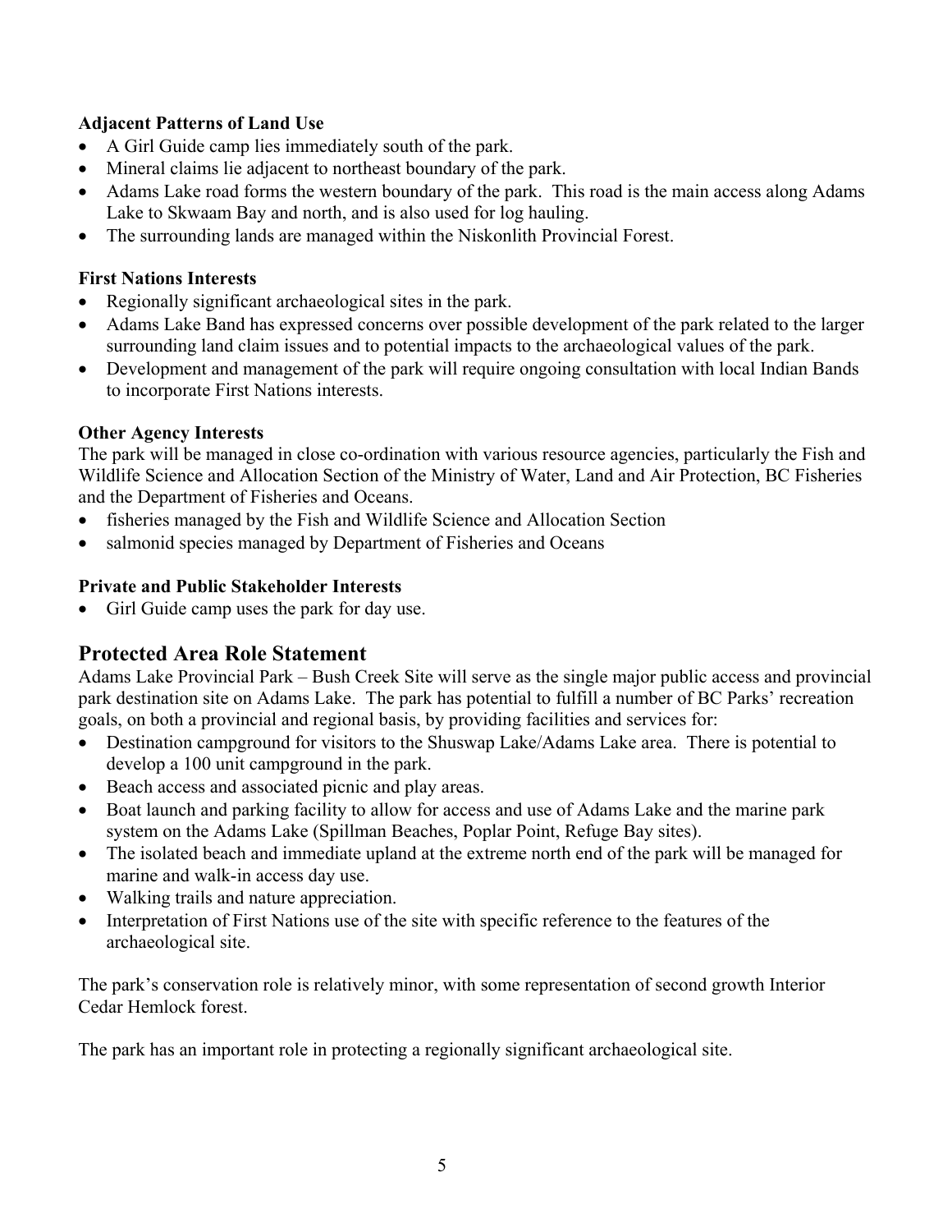**Adjacent Patterns of Land Use**

- A Girl Guide camp lies immediately south of the park.
- Mineral claims lie adjacent to northeast boundary of the park.
- Adams Lake road forms the western boundary of the park. This road is the main access along Adams Lake to Skwaam Bay and north, and is also used for log hauling.
- The surrounding lands are managed within the Niskonlith Provincial Forest.

**First Nations Interests**

- Regionally significant archaeological sites in the park.
- Adams Lake Band has expressed concerns over possible development of the park related to the larger surrounding land claim issues and to potential impacts to the archaeological values of the park.
- Development and management of the park will require ongoing consultation with local Indian Bands to incorporate First Nations interests.

**Other Agency Interests**

The park will be managed in close co-ordination with various resource agencies, particularly the Fish and Wildlife Science and Allocation Section of the Ministry of Water, Land and Air Protection, BC Fisheries and the Department of Fisheries and Oceans.

- fisheries managed by the Fish and Wildlife Science and Allocation Section
- salmonid species managed by Department of Fisheries and Oceans

**Private and Public Stakeholder Interests**

- Girl Guide camp uses the park for day use.

## Protected Area Role Statement

Adams Lake Provincial Park – Bush Creek Site will serve as the single major public access and provincial park destination site on Adams Lake. The park has potential to fulfill a number of BC Parks' recreation goals, on both a provincial and regional basis, by providing facilities and services for:

- Destination campground for visitors to the Shuswap Lake/Adams Lake area. There is potential to develop a 100 unit campground in the park.
- Beach access and associated picnic and play areas.
- Boat launch and parking facility to allow for access and use of Adams Lake and the marine park system on the Adams Lake (Spillman Beaches, Poplar Point, Refuge Bay sites).
- The isolated beach and immediate upland at the extreme north end of the park will be managed for marine and walk-in access day use.
- Walking trails and nature appreciation.
- Interpretation of First Nations use of the site with specific reference to the features of the archaeological site.

The park's conservation role is relatively minor, with some representation of second growth Interior Cedar Hemlock forest.

The park has an important role in protecting a regionally significant archaeological site.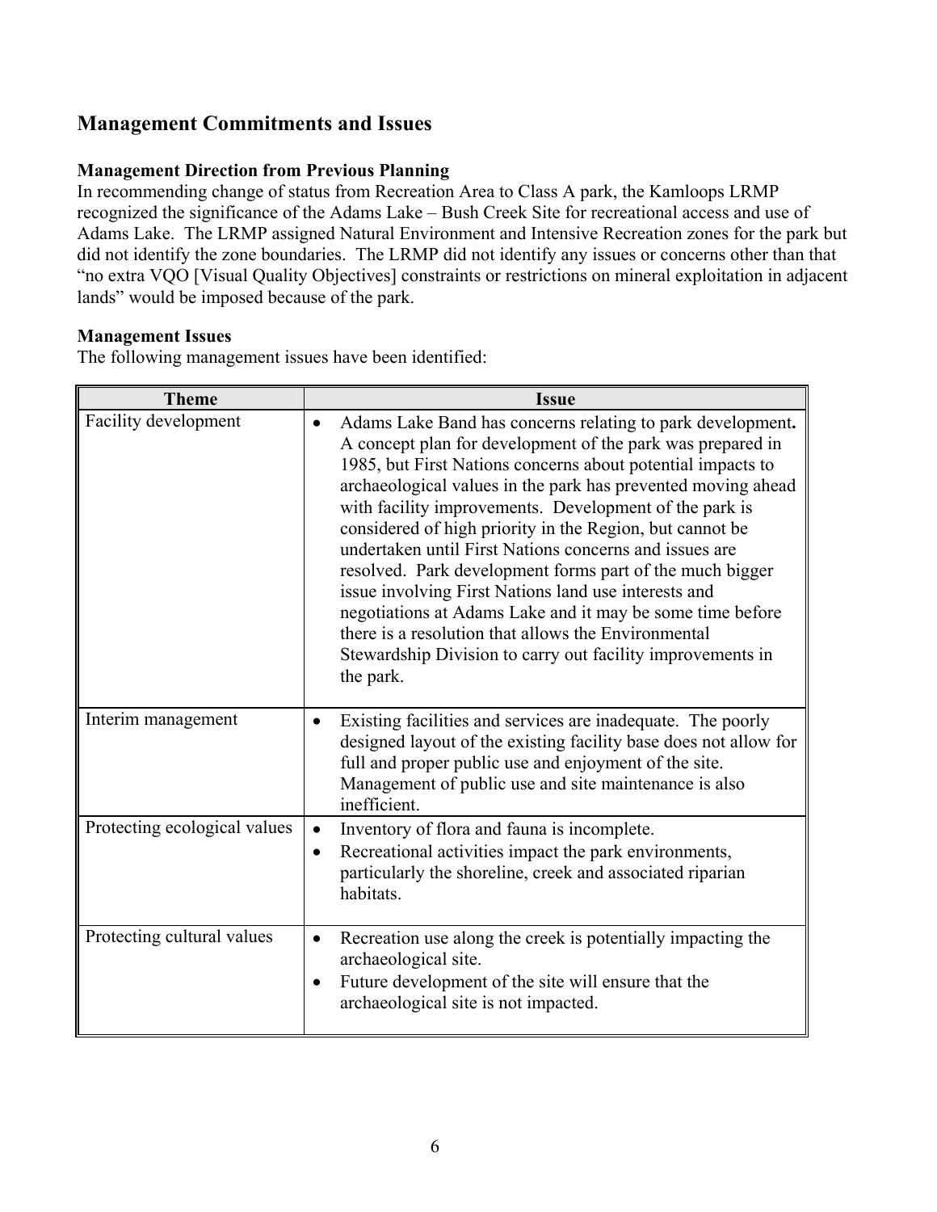## Management Commitments and Issues

### Management Direction from Previous Planning

In recommending change of status from Recreation Area to Class A park, the Kamloops LRMP recognized the significance of the Adams Lake – Bush Creek Site for recreational access and use of Adams Lake. The LRMP assigned Natural Environment and Intensive Recreation zones for the park but did not identify the zone boundaries. The LRMP did not identify any issues or concerns other than that "no extra VQO [Visual Quality Objectives] constraints or restrictions on mineral exploitation in adjacent lands" would be imposed because of the park.

### Management Issues

The following management issues have been identified:

| Theme | Issue |
|---|---|
| Facility development | • Adams Lake Band has concerns relating to park development**.** A concept plan for development of the park was prepared in 1985, but First Nations concerns about potential impacts to archaeological values in the park has prevented moving ahead with facility improvements. Development of the park is considered of high priority in the Region, but cannot be undertaken until First Nations concerns and issues are resolved. Park development forms part of the much bigger issue involving First Nations land use interests and negotiations at Adams Lake and it may be some time before there is a resolution that allows the Environmental Stewardship Division to carry out facility improvements in the park. |
| Interim management | • Existing facilities and services are inadequate. The poorly designed layout of the existing facility base does not allow for full and proper public use and enjoyment of the site. Management of public use and site maintenance is also inefficient. |
| Protecting ecological values | • Inventory of flora and fauna is incomplete.<br>• Recreational activities impact the park environments, particularly the shoreline, creek and associated riparian habitats. |
| Protecting cultural values | • Recreation use along the creek is potentially impacting the archaeological site.<br>• Future development of the site will ensure that the archaeological site is not impacted. |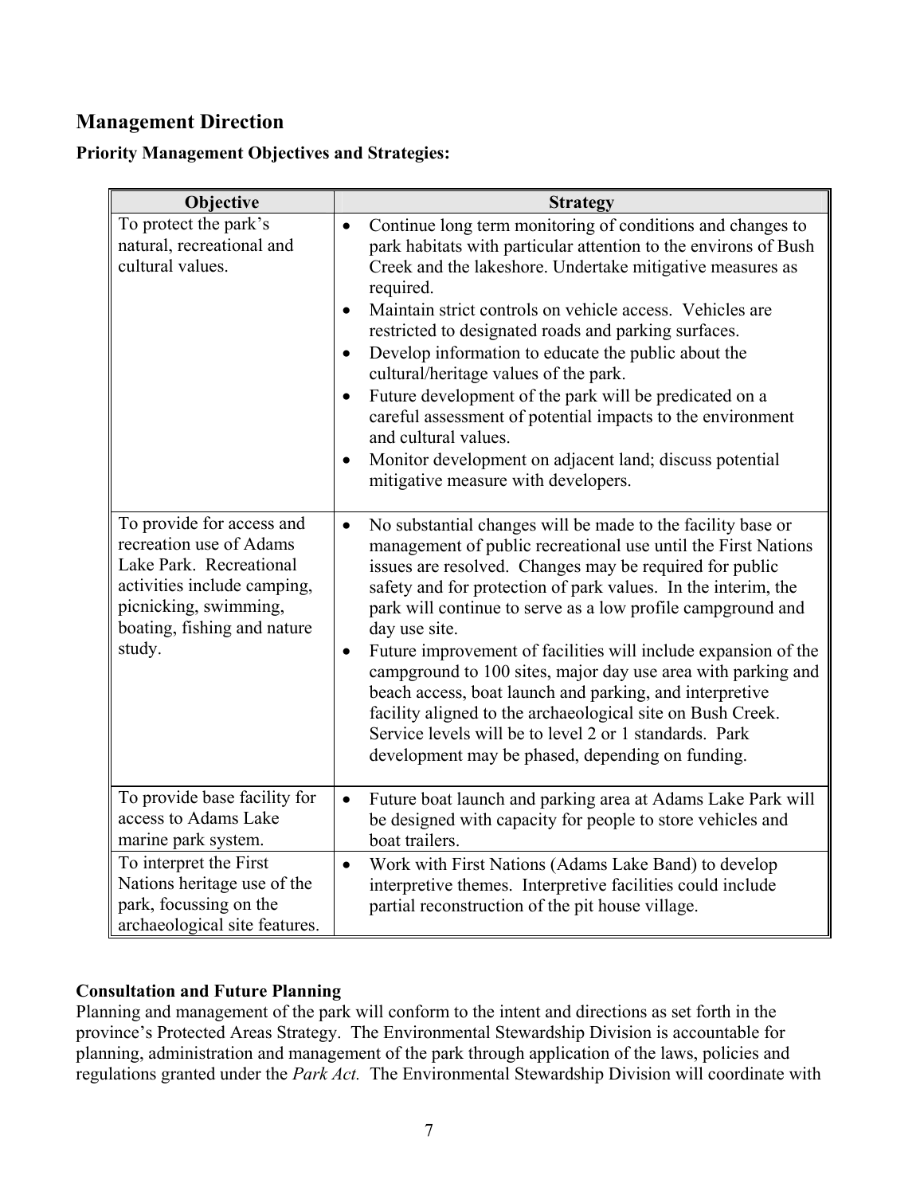## Management Direction

### Priority Management Objectives and Strategies:

| Objective | Strategy |
|---|---|
| To protect the park's natural, recreational and cultural values. | • Continue long term monitoring of conditions and changes to park habitats with particular attention to the environs of Bush Creek and the lakeshore. Undertake mitigative measures as required.<br>• Maintain strict controls on vehicle access. Vehicles are restricted to designated roads and parking surfaces.<br>• Develop information to educate the public about the cultural/heritage values of the park.<br>• Future development of the park will be predicated on a careful assessment of potential impacts to the environment and cultural values.<br>• Monitor development on adjacent land; discuss potential mitigative measure with developers. |
| To provide for access and recreation use of Adams Lake Park. Recreational activities include camping, picnicking, swimming, boating, fishing and nature study. | • No substantial changes will be made to the facility base or management of public recreational use until the First Nations issues are resolved. Changes may be required for public safety and for protection of park values. In the interim, the park will continue to serve as a low profile campground and day use site.<br>• Future improvement of facilities will include expansion of the campground to 100 sites, major day use area with parking and beach access, boat launch and parking, and interpretive facility aligned to the archaeological site on Bush Creek. Service levels will be to level 2 or 1 standards. Park development may be phased, depending on funding. |
| To provide base facility for access to Adams Lake marine park system. | • Future boat launch and parking area at Adams Lake Park will be designed with capacity for people to store vehicles and boat trailers. |
| To interpret the First Nations heritage use of the park, focussing on the archaeological site features. | • Work with First Nations (Adams Lake Band) to develop interpretive themes. Interpretive facilities could include partial reconstruction of the pit house village. |

### Consultation and Future Planning

Planning and management of the park will conform to the intent and directions as set forth in the province's Protected Areas Strategy. The Environmental Stewardship Division is accountable for planning, administration and management of the park through application of the laws, policies and regulations granted under the *Park Act.* The Environmental Stewardship Division will coordinate with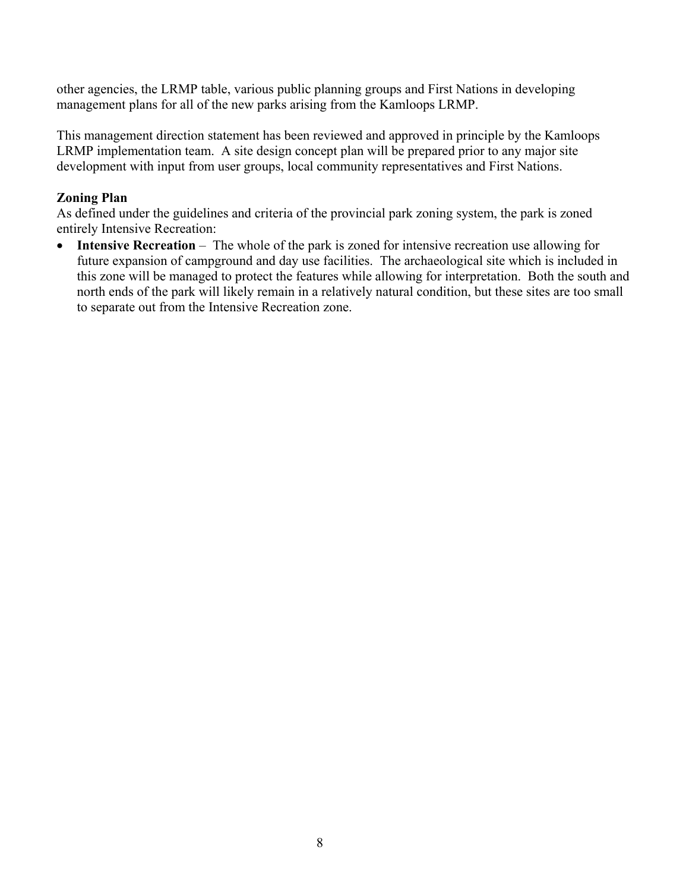other agencies, the LRMP table, various public planning groups and First Nations in developing management plans for all of the new parks arising from the Kamloops LRMP.

This management direction statement has been reviewed and approved in principle by the Kamloops LRMP implementation team. A site design concept plan will be prepared prior to any major site development with input from user groups, local community representatives and First Nations.

**Zoning Plan**

As defined under the guidelines and criteria of the provincial park zoning system, the park is zoned entirely Intensive Recreation:

- **Intensive Recreation** – The whole of the park is zoned for intensive recreation use allowing for future expansion of campground and day use facilities. The archaeological site which is included in this zone will be managed to protect the features while allowing for interpretation. Both the south and north ends of the park will likely remain in a relatively natural condition, but these sites are too small to separate out from the Intensive Recreation zone.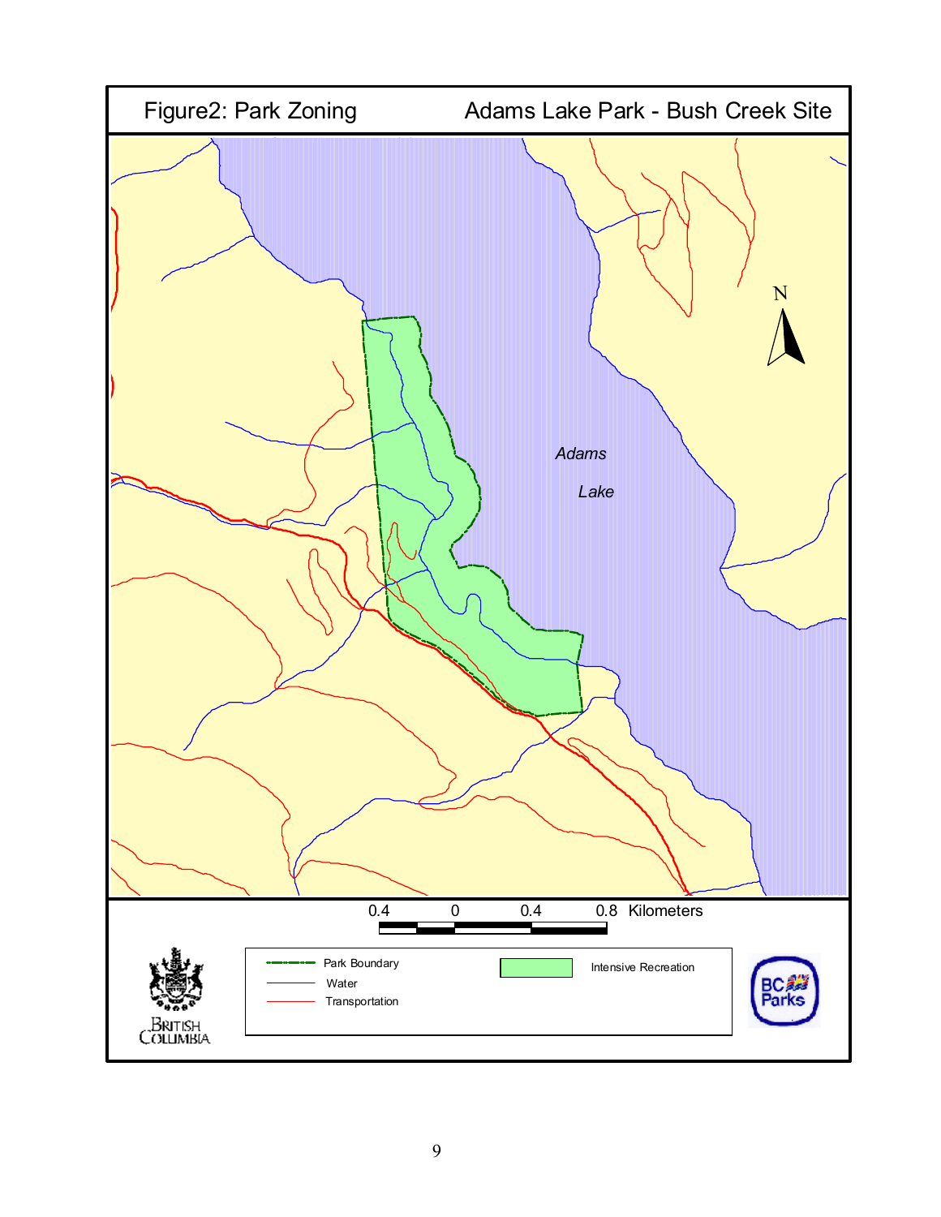Figure2: Park Zoning

Adams Lake Park - Bush Creek Site

N

Adams

Lake

0.4 0 0.4 0.8 Kilometers

Park Boundary

Water

Transportation

Intensive Recreation

British Columbia

BC Parks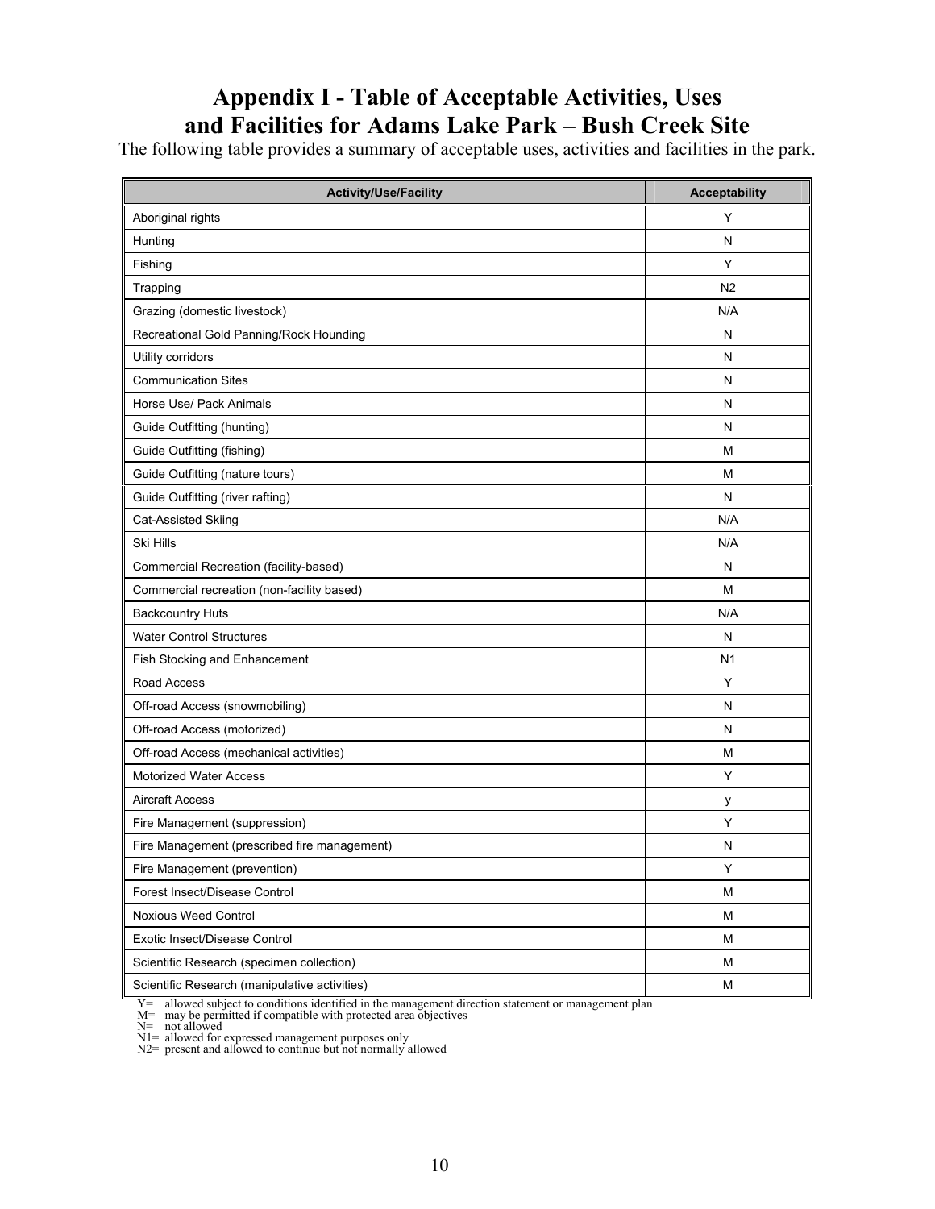# Appendix I - Table of Acceptable Activities, Uses and Facilities for Adams Lake Park – Bush Creek Site

The following table provides a summary of acceptable uses, activities and facilities in the park.

| Activity/Use/Facility | Acceptability |
|---|---|
| Aboriginal rights | Y |
| Hunting | N |
| Fishing | Y |
| Trapping | N2 |
| Grazing (domestic livestock) | N/A |
| Recreational Gold Panning/Rock Hounding | N |
| Utility corridors | N |
| Communication Sites | N |
| Horse Use/ Pack Animals | N |
| Guide Outfitting (hunting) | N |
| Guide Outfitting (fishing) | M |
| Guide Outfitting (nature tours) | M |
| Guide Outfitting (river rafting) | N |
| Cat-Assisted Skiing | N/A |
| Ski Hills | N/A |
| Commercial Recreation (facility-based) | N |
| Commercial recreation (non-facility based) | M |
| Backcountry Huts | N/A |
| Water Control Structures | N |
| Fish Stocking and Enhancement | N1 |
| Road Access | Y |
| Off-road Access (snowmobiling) | N |
| Off-road Access (motorized) | N |
| Off-road Access (mechanical activities) | M |
| Motorized Water Access | Y |
| Aircraft Access | y |
| Fire Management (suppression) | Y |
| Fire Management (prescribed fire management) | N |
| Fire Management (prevention) | Y |
| Forest Insect/Disease Control | M |
| Noxious Weed Control | M |
| Exotic Insect/Disease Control | M |
| Scientific Research (specimen collection) | M |
| Scientific Research (manipulative activities) | M |

Y= allowed subject to conditions identified in the management direction statement or management plan
M= may be permitted if compatible with protected area objectives
N= not allowed
N1= allowed for expressed management purposes only
N2= present and allowed to continue but not normally allowed